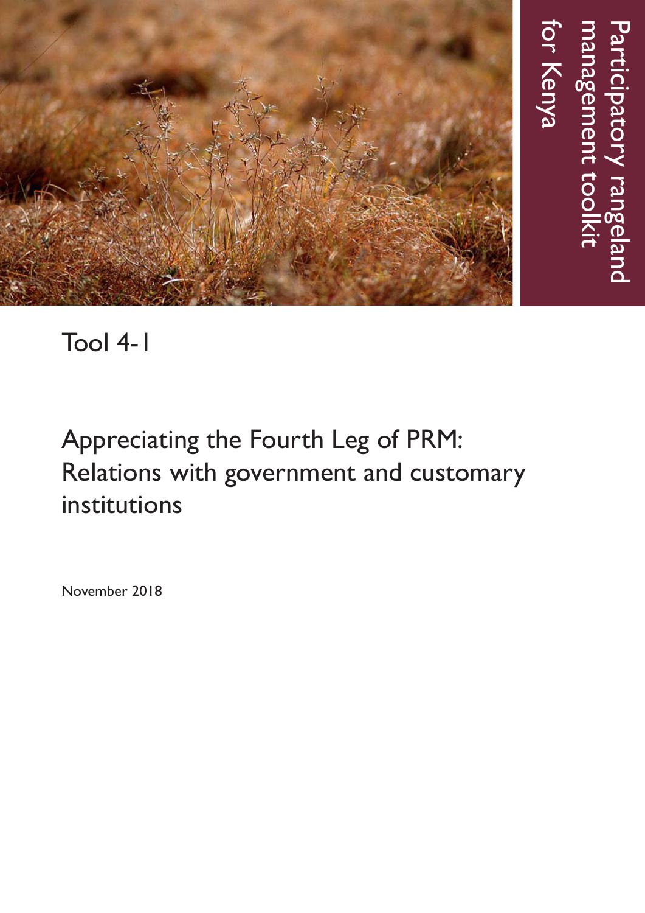Participatory rangeland management toolkit for Kenya

# Tool 4-1

## Appreciating the Fourth Leg of PRM: Relations with government and customary institutions

November 2018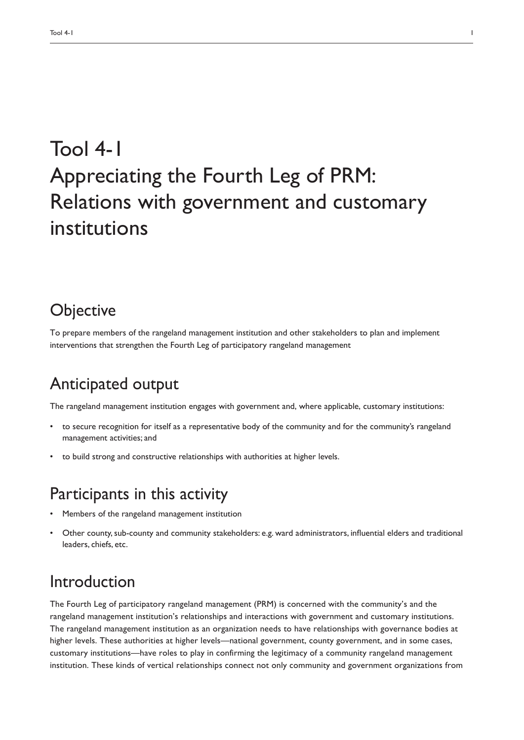# Tool 4-1
# Appreciating the Fourth Leg of PRM: Relations with government and customary institutions

## Objective

To prepare members of the rangeland management institution and other stakeholders to plan and implement interventions that strengthen the Fourth Leg of participatory rangeland management

## Anticipated output

The rangeland management institution engages with government and, where applicable, customary institutions:

- to secure recognition for itself as a representative body of the community and for the community's rangeland management activities; and
- to build strong and constructive relationships with authorities at higher levels.

## Participants in this activity

- Members of the rangeland management institution
- Other county, sub-county and community stakeholders: e.g. ward administrators, influential elders and traditional leaders, chiefs, etc.

## Introduction

The Fourth Leg of participatory rangeland management (PRM) is concerned with the community's and the rangeland management institution's relationships and interactions with government and customary institutions. The rangeland management institution as an organization needs to have relationships with governance bodies at higher levels. These authorities at higher levels—national government, county government, and in some cases, customary institutions—have roles to play in confirming the legitimacy of a community rangeland management institution. These kinds of vertical relationships connect not only community and government organizations from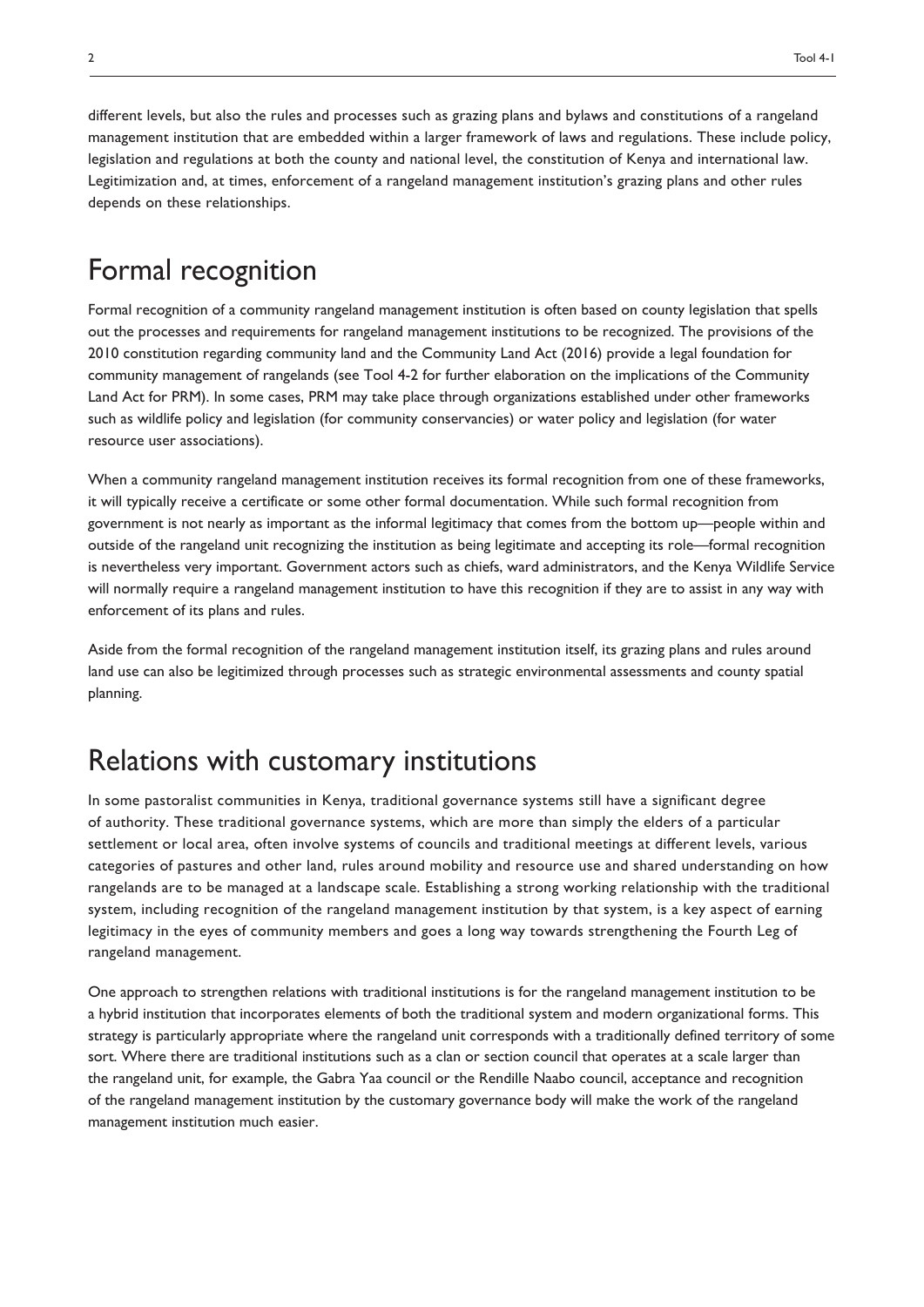different levels, but also the rules and processes such as grazing plans and bylaws and constitutions of a rangeland management institution that are embedded within a larger framework of laws and regulations. These include policy, legislation and regulations at both the county and national level, the constitution of Kenya and international law. Legitimization and, at times, enforcement of a rangeland management institution's grazing plans and other rules depends on these relationships.

## Formal recognition

Formal recognition of a community rangeland management institution is often based on county legislation that spells out the processes and requirements for rangeland management institutions to be recognized. The provisions of the 2010 constitution regarding community land and the Community Land Act (2016) provide a legal foundation for community management of rangelands (see Tool 4-2 for further elaboration on the implications of the Community Land Act for PRM). In some cases, PRM may take place through organizations established under other frameworks such as wildlife policy and legislation (for community conservancies) or water policy and legislation (for water resource user associations).

When a community rangeland management institution receives its formal recognition from one of these frameworks, it will typically receive a certificate or some other formal documentation. While such formal recognition from government is not nearly as important as the informal legitimacy that comes from the bottom up—people within and outside of the rangeland unit recognizing the institution as being legitimate and accepting its role—formal recognition is nevertheless very important. Government actors such as chiefs, ward administrators, and the Kenya Wildlife Service will normally require a rangeland management institution to have this recognition if they are to assist in any way with enforcement of its plans and rules.

Aside from the formal recognition of the rangeland management institution itself, its grazing plans and rules around land use can also be legitimized through processes such as strategic environmental assessments and county spatial planning.

## Relations with customary institutions

In some pastoralist communities in Kenya, traditional governance systems still have a significant degree of authority. These traditional governance systems, which are more than simply the elders of a particular settlement or local area, often involve systems of councils and traditional meetings at different levels, various categories of pastures and other land, rules around mobility and resource use and shared understanding on how rangelands are to be managed at a landscape scale. Establishing a strong working relationship with the traditional system, including recognition of the rangeland management institution by that system, is a key aspect of earning legitimacy in the eyes of community members and goes a long way towards strengthening the Fourth Leg of rangeland management.

One approach to strengthen relations with traditional institutions is for the rangeland management institution to be a hybrid institution that incorporates elements of both the traditional system and modern organizational forms. This strategy is particularly appropriate where the rangeland unit corresponds with a traditionally defined territory of some sort. Where there are traditional institutions such as a clan or section council that operates at a scale larger than the rangeland unit, for example, the Gabra Yaa council or the Rendille Naabo council, acceptance and recognition of the rangeland management institution by the customary governance body will make the work of the rangeland management institution much easier.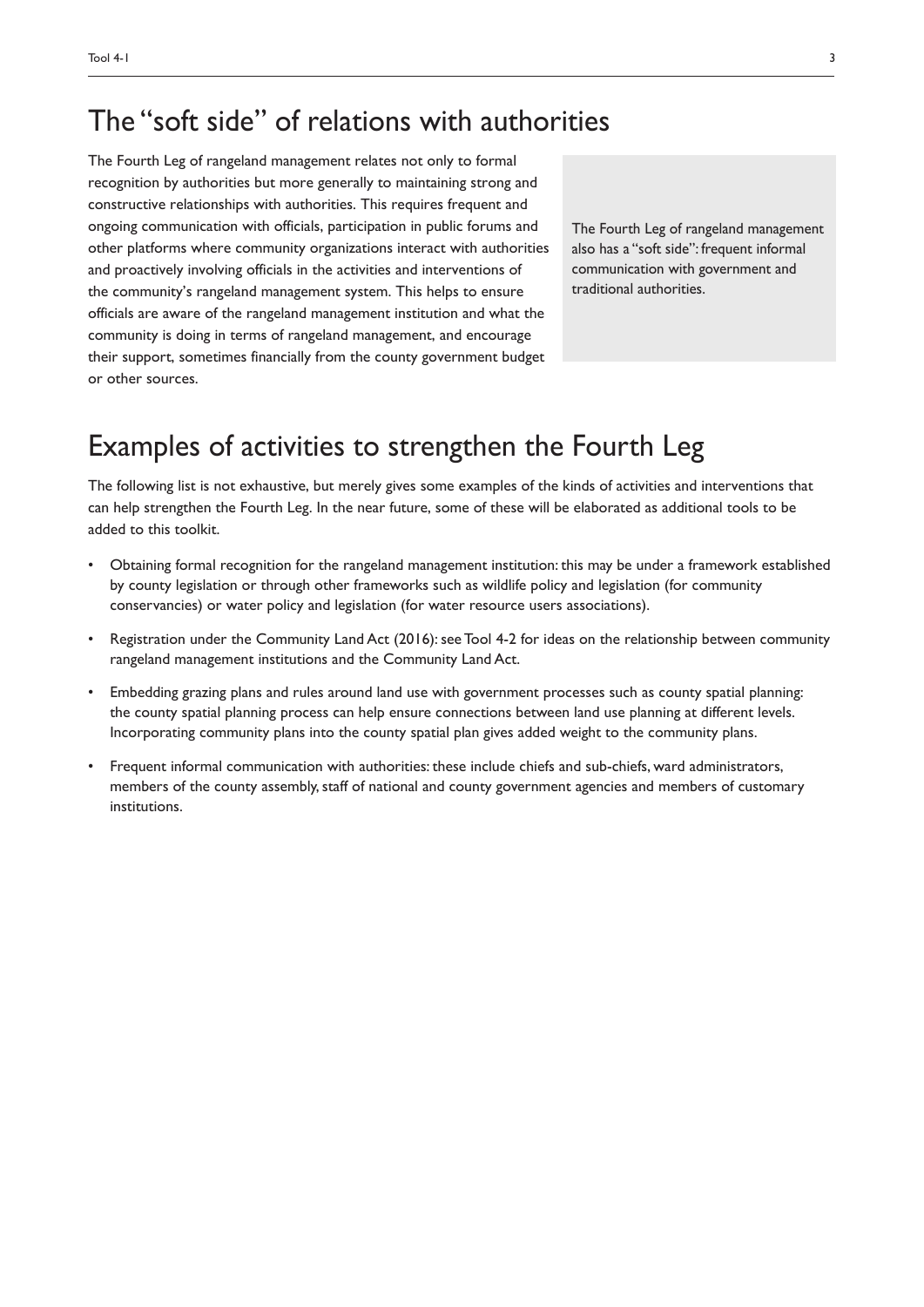## The "soft side" of relations with authorities

The Fourth Leg of rangeland management relates not only to formal recognition by authorities but more generally to maintaining strong and constructive relationships with authorities. This requires frequent and ongoing communication with officials, participation in public forums and other platforms where community organizations interact with authorities and proactively involving officials in the activities and interventions of the community's rangeland management system. This helps to ensure officials are aware of the rangeland management institution and what the community is doing in terms of rangeland management, and encourage their support, sometimes financially from the county government budget or other sources.

> The Fourth Leg of rangeland management also has a "soft side": frequent informal communication with government and traditional authorities.

## Examples of activities to strengthen the Fourth Leg

The following list is not exhaustive, but merely gives some examples of the kinds of activities and interventions that can help strengthen the Fourth Leg. In the near future, some of these will be elaborated as additional tools to be added to this toolkit.

- Obtaining formal recognition for the rangeland management institution: this may be under a framework established by county legislation or through other frameworks such as wildlife policy and legislation (for community conservancies) or water policy and legislation (for water resource users associations).
- Registration under the Community Land Act (2016): see Tool 4-2 for ideas on the relationship between community rangeland management institutions and the Community Land Act.
- Embedding grazing plans and rules around land use with government processes such as county spatial planning: the county spatial planning process can help ensure connections between land use planning at different levels. Incorporating community plans into the county spatial plan gives added weight to the community plans.
- Frequent informal communication with authorities: these include chiefs and sub-chiefs, ward administrators, members of the county assembly, staff of national and county government agencies and members of customary institutions.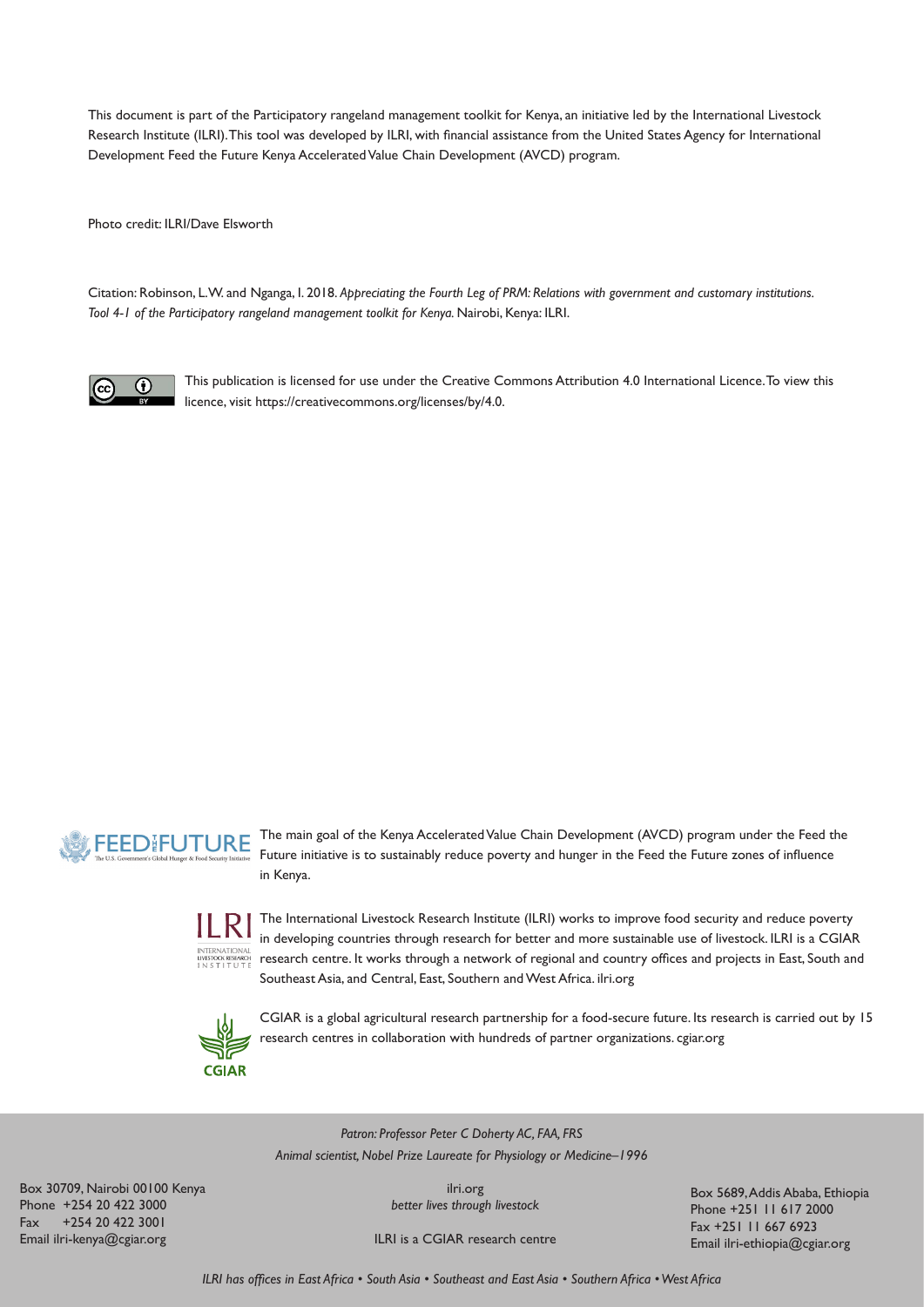This document is part of the Participatory rangeland management toolkit for Kenya, an initiative led by the International Livestock Research Institute (ILRI). This tool was developed by ILRI, with financial assistance from the United States Agency for International Development Feed the Future Kenya Accelerated Value Chain Development (AVCD) program.

Photo credit: ILRI/Dave Elsworth

Citation: Robinson, L.W. and Nganga, I. 2018. *Appreciating the Fourth Leg of PRM: Relations with government and customary institutions. Tool 4-1 of the Participatory rangeland management toolkit for Kenya.* Nairobi, Kenya: ILRI.

This publication is licensed for use under the Creative Commons Attribution 4.0 International Licence. To view this licence, visit https://creativecommons.org/licenses/by/4.0.

The main goal of the Kenya Accelerated Value Chain Development (AVCD) program under the Feed the Future initiative is to sustainably reduce poverty and hunger in the Feed the Future zones of influence in Kenya.

The International Livestock Research Institute (ILRI) works to improve food security and reduce poverty in developing countries through research for better and more sustainable use of livestock. ILRI is a CGIAR research centre. It works through a network of regional and country offices and projects in East, South and Southeast Asia, and Central, East, Southern and West Africa. ilri.org

CGIAR is a global agricultural research partnership for a food-secure future. Its research is carried out by 15 research centres in collaboration with hundreds of partner organizations. cgiar.org

*Patron: Professor Peter C Doherty AC, FAA, FRS*
*Animal scientist, Nobel Prize Laureate for Physiology or Medicine–1996*

Box 30709, Nairobi 00100 Kenya
Phone +254 20 422 3000
Fax +254 20 422 3001
Email ilri-kenya@cgiar.org

ilri.org
*better lives through livestock*

ILRI is a CGIAR research centre

Box 5689, Addis Ababa, Ethiopia
Phone +251 11 617 2000
Fax +251 11 667 6923
Email ilri-ethiopia@cgiar.org

*ILRI has offices in East Africa • South Asia • Southeast and East Asia • Southern Africa • West Africa*